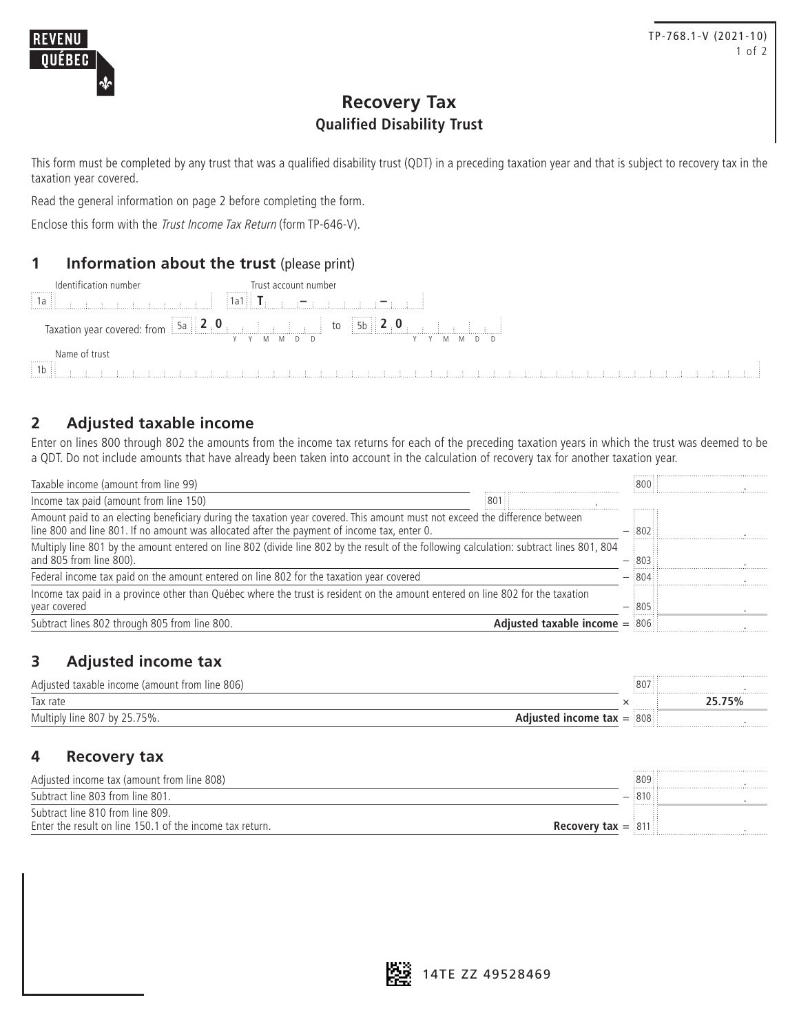REVENU QUÉBEC

TP-768.1-V (2021-10)

# Recovery Tax
## Qualified Disability Trust

This form must be completed by any trust that was a qualified disability trust (QDT) in a preceding taxation year and that is subject to recovery tax in the taxation year covered.

Read the general information on page 2 before completing the form.

Enclose this form with the *Trust Income Tax Return* (form TP-646-V).

## 1 Information about the trust (please print)

Identification number 1a

Trust account number 1a1 T – –

Taxation year covered: from 5a 2 0 (Y Y M M D D) to 5b 2 0 (Y Y M M D D)

Name of trust 1b

## 2 Adjusted taxable income

Enter on lines 800 through 802 the amounts from the income tax returns for each of the preceding taxation years in which the trust was deemed to be a QDT. Do not include amounts that have already been taken into account in the calculation of recovery tax for another taxation year.

| Description | | | Line | Amount |
|---|---|---|---|---|
| Taxable income (amount from line 99) | | | 800 | . |
| Income tax paid (amount from line 150) | 801 . | | | |
| Amount paid to an electing beneficiary during the taxation year covered. This amount must not exceed the difference between line 800 and line 801. If no amount was allocated after the payment of income tax, enter 0. | | – | 802 | . |
| Multiply line 801 by the amount entered on line 802 (divide line 802 by the result of the following calculation: subtract lines 801, 804 and 805 from line 800). | | – | 803 | . |
| Federal income tax paid on the amount entered on line 802 for the taxation year covered | | – | 804 | . |
| Income tax paid in a province other than Québec where the trust is resident on the amount entered on line 802 for the taxation year covered | | – | 805 | . |
| Subtract lines 802 through 805 from line 800. | **Adjusted taxable income** | = | 806 | . |

## 3 Adjusted income tax

| Description | | | Line | Amount |
|---|---|---|---|---|
| Adjusted taxable income (amount from line 806) | | | 807 | . |
| Tax rate | | × | | **25.75%** |
| Multiply line 807 by 25.75%. | **Adjusted income tax** | = | 808 | . |

## 4 Recovery tax

| Description | | | Line | Amount |
|---|---|---|---|---|
| Adjusted income tax (amount from line 808) | | | 809 | . |
| Subtract line 803 from line 801. | | – | 810 | . |
| Subtract line 810 from line 809. Enter the result on line 150.1 of the income tax return. | **Recovery tax** | = | 811 | . |

14TE ZZ 49528469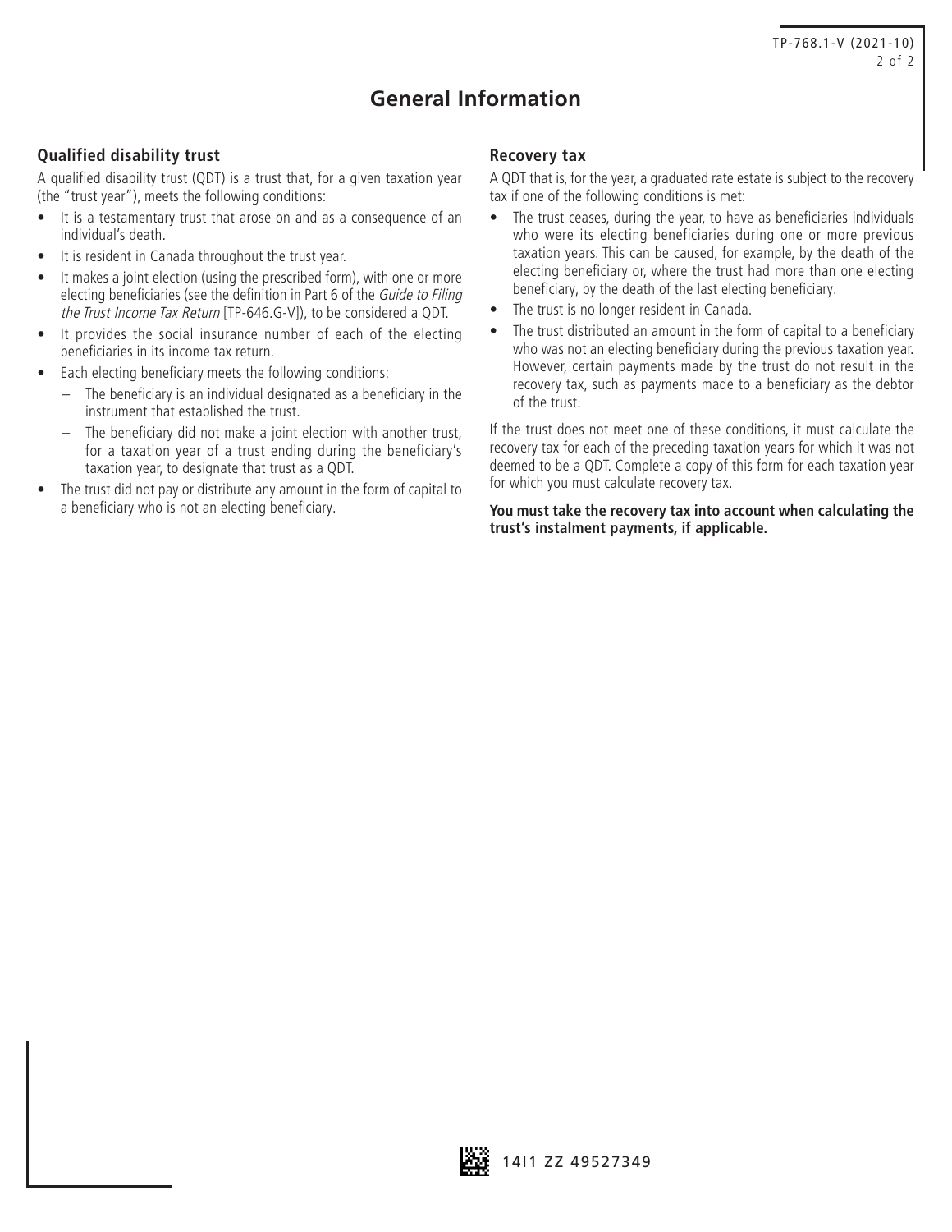# General Information

## Qualified disability trust

A qualified disability trust (QDT) is a trust that, for a given taxation year (the "trust year"), meets the following conditions:

- It is a testamentary trust that arose on and as a consequence of an individual's death.
- It is resident in Canada throughout the trust year.
- It makes a joint election (using the prescribed form), with one or more electing beneficiaries (see the definition in Part 6 of the *Guide to Filing the Trust Income Tax Return* [TP-646.G-V]), to be considered a QDT.
- It provides the social insurance number of each of the electing beneficiaries in its income tax return.
- Each electing beneficiary meets the following conditions:
  - The beneficiary is an individual designated as a beneficiary in the instrument that established the trust.
  - The beneficiary did not make a joint election with another trust, for a taxation year of a trust ending during the beneficiary's taxation year, to designate that trust as a QDT.
- The trust did not pay or distribute any amount in the form of capital to a beneficiary who is not an electing beneficiary.

## Recovery tax

A QDT that is, for the year, a graduated rate estate is subject to the recovery tax if one of the following conditions is met:

- The trust ceases, during the year, to have as beneficiaries individuals who were its electing beneficiaries during one or more previous taxation years. This can be caused, for example, by the death of the electing beneficiary or, where the trust had more than one electing beneficiary, by the death of the last electing beneficiary.
- The trust is no longer resident in Canada.
- The trust distributed an amount in the form of capital to a beneficiary who was not an electing beneficiary during the previous taxation year. However, certain payments made by the trust do not result in the recovery tax, such as payments made to a beneficiary as the debtor of the trust.

If the trust does not meet one of these conditions, it must calculate the recovery tax for each of the preceding taxation years for which it was not deemed to be a QDT. Complete a copy of this form for each taxation year for which you must calculate recovery tax.

**You must take the recovery tax into account when calculating the trust's instalment payments, if applicable.**